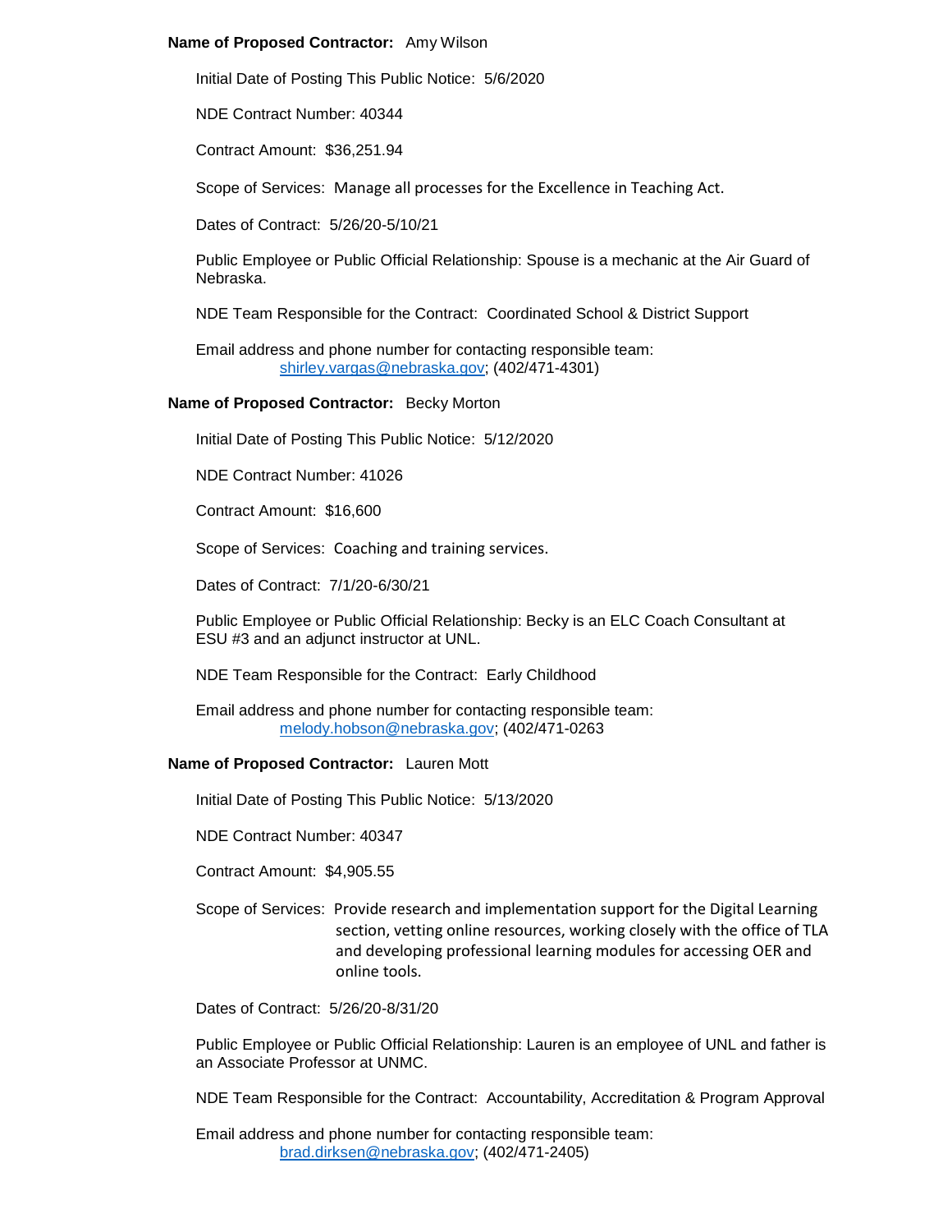**Name of Proposed Contractor:** Amy Wilson

Initial Date of Posting This Public Notice: 5/6/2020

NDE Contract Number: 40344

Contract Amount: $36,251.94

Scope of Services: Manage all processes for the Excellence in Teaching Act.

Dates of Contract: 5/26/20-5/10/21

Public Employee or Public Official Relationship: Spouse is a mechanic at the Air Guard of Nebraska.

NDE Team Responsible for the Contract: Coordinated School & District Support

Email address and phone number for contacting responsible team:
shirley.vargas@nebraska.gov; (402/471-4301)

**Name of Proposed Contractor:** Becky Morton

Initial Date of Posting This Public Notice: 5/12/2020

NDE Contract Number: 41026

Contract Amount: $16,600

Scope of Services: Coaching and training services.

Dates of Contract: 7/1/20-6/30/21

Public Employee or Public Official Relationship: Becky is an ELC Coach Consultant at ESU #3 and an adjunct instructor at UNL.

NDE Team Responsible for the Contract: Early Childhood

Email address and phone number for contacting responsible team:
melody.hobson@nebraska.gov; (402/471-0263

**Name of Proposed Contractor:** Lauren Mott

Initial Date of Posting This Public Notice: 5/13/2020

NDE Contract Number: 40347

Contract Amount: $4,905.55

Scope of Services: Provide research and implementation support for the Digital Learning section, vetting online resources, working closely with the office of TLA and developing professional learning modules for accessing OER and online tools.

Dates of Contract: 5/26/20-8/31/20

Public Employee or Public Official Relationship: Lauren is an employee of UNL and father is an Associate Professor at UNMC.

NDE Team Responsible for the Contract: Accountability, Accreditation & Program Approval

Email address and phone number for contacting responsible team:
brad.dirksen@nebraska.gov; (402/471-2405)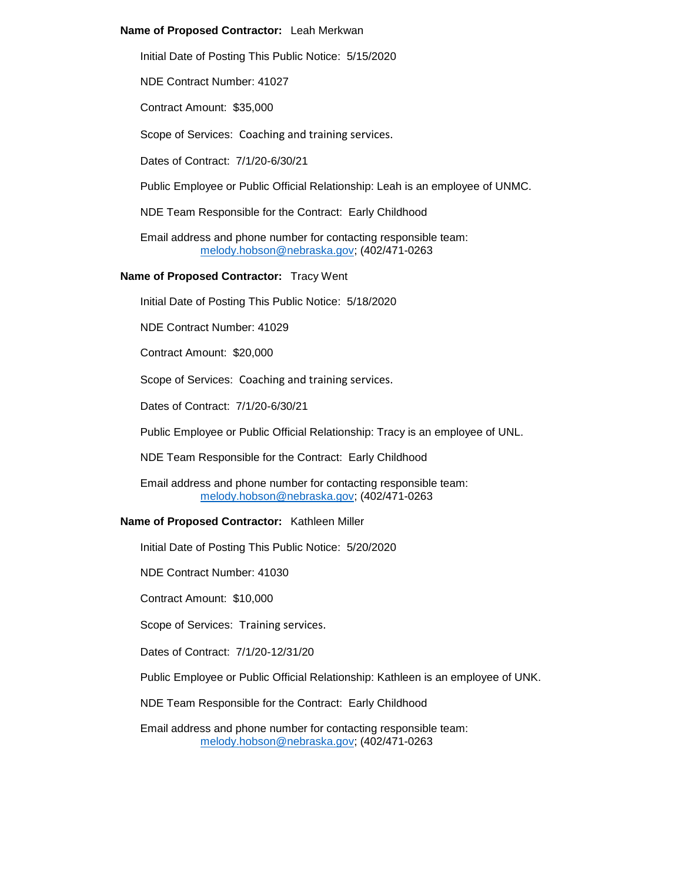**Name of Proposed Contractor:** Leah Merkwan

Initial Date of Posting This Public Notice: 5/15/2020

NDE Contract Number: 41027

Contract Amount: $35,000

Scope of Services: Coaching and training services.

Dates of Contract: 7/1/20-6/30/21

Public Employee or Public Official Relationship: Leah is an employee of UNMC.

NDE Team Responsible for the Contract: Early Childhood

Email address and phone number for contacting responsible team:
melody.hobson@nebraska.gov; (402/471-0263

**Name of Proposed Contractor:** Tracy Went

Initial Date of Posting This Public Notice: 5/18/2020

NDE Contract Number: 41029

Contract Amount: $20,000

Scope of Services: Coaching and training services.

Dates of Contract: 7/1/20-6/30/21

Public Employee or Public Official Relationship: Tracy is an employee of UNL.

NDE Team Responsible for the Contract: Early Childhood

Email address and phone number for contacting responsible team:
melody.hobson@nebraska.gov; (402/471-0263

**Name of Proposed Contractor:** Kathleen Miller

Initial Date of Posting This Public Notice: 5/20/2020

NDE Contract Number: 41030

Contract Amount: $10,000

Scope of Services: Training services.

Dates of Contract: 7/1/20-12/31/20

Public Employee or Public Official Relationship: Kathleen is an employee of UNK.

NDE Team Responsible for the Contract: Early Childhood

Email address and phone number for contacting responsible team:
melody.hobson@nebraska.gov; (402/471-0263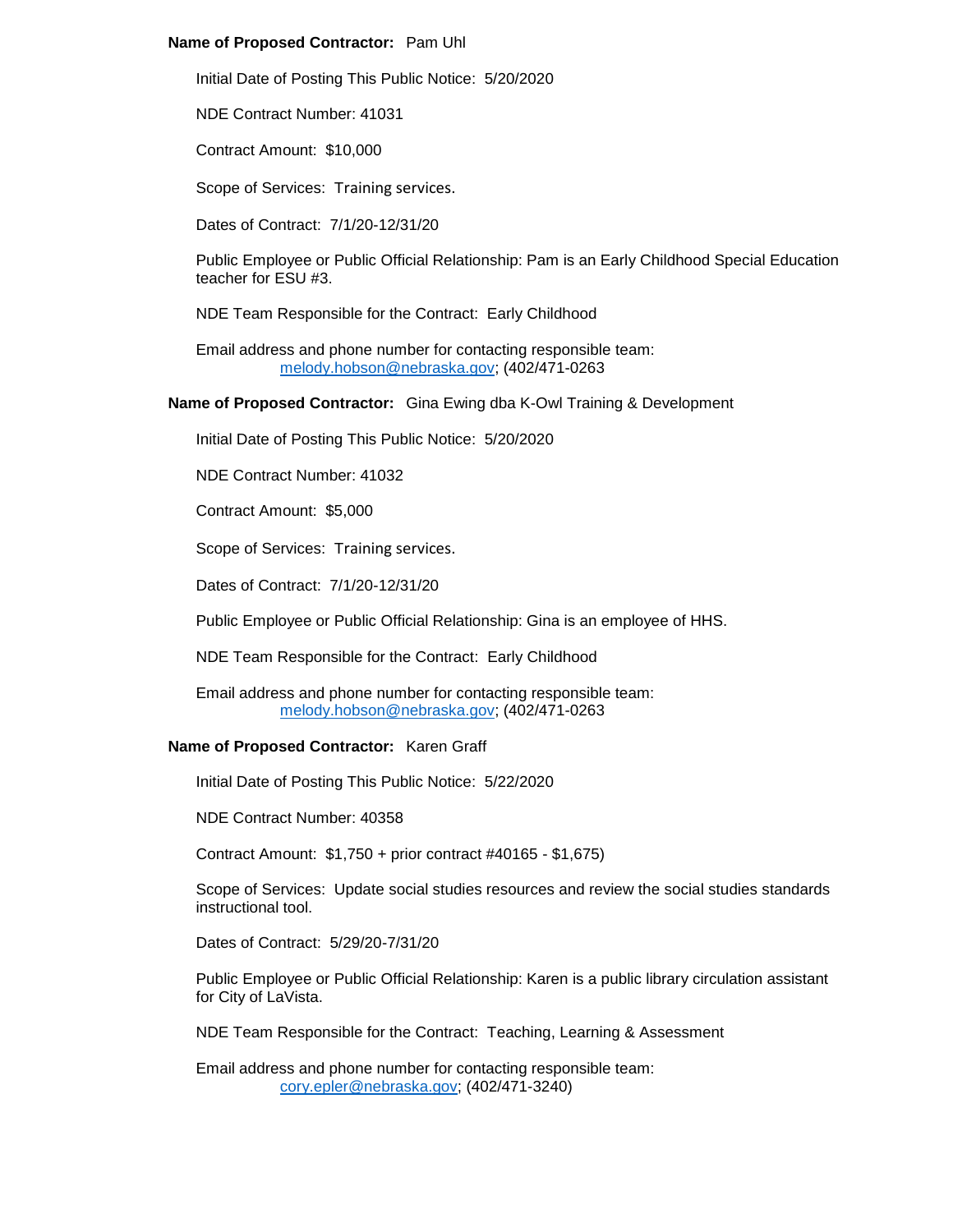**Name of Proposed Contractor:** Pam Uhl

Initial Date of Posting This Public Notice: 5/20/2020

NDE Contract Number: 41031

Contract Amount: $10,000

Scope of Services: Training services.

Dates of Contract: 7/1/20-12/31/20

Public Employee or Public Official Relationship: Pam is an Early Childhood Special Education teacher for ESU #3.

NDE Team Responsible for the Contract: Early Childhood

Email address and phone number for contacting responsible team:
melody.hobson@nebraska.gov; (402/471-0263

**Name of Proposed Contractor:** Gina Ewing dba K-Owl Training & Development

Initial Date of Posting This Public Notice: 5/20/2020

NDE Contract Number: 41032

Contract Amount: $5,000

Scope of Services: Training services.

Dates of Contract: 7/1/20-12/31/20

Public Employee or Public Official Relationship: Gina is an employee of HHS.

NDE Team Responsible for the Contract: Early Childhood

Email address and phone number for contacting responsible team:
melody.hobson@nebraska.gov; (402/471-0263

**Name of Proposed Contractor:** Karen Graff

Initial Date of Posting This Public Notice: 5/22/2020

NDE Contract Number: 40358

Contract Amount: $1,750 + prior contract #40165 - $1,675)

Scope of Services: Update social studies resources and review the social studies standards instructional tool.

Dates of Contract: 5/29/20-7/31/20

Public Employee or Public Official Relationship: Karen is a public library circulation assistant for City of LaVista.

NDE Team Responsible for the Contract: Teaching, Learning & Assessment

Email address and phone number for contacting responsible team:
cory.epler@nebraska.gov; (402/471-3240)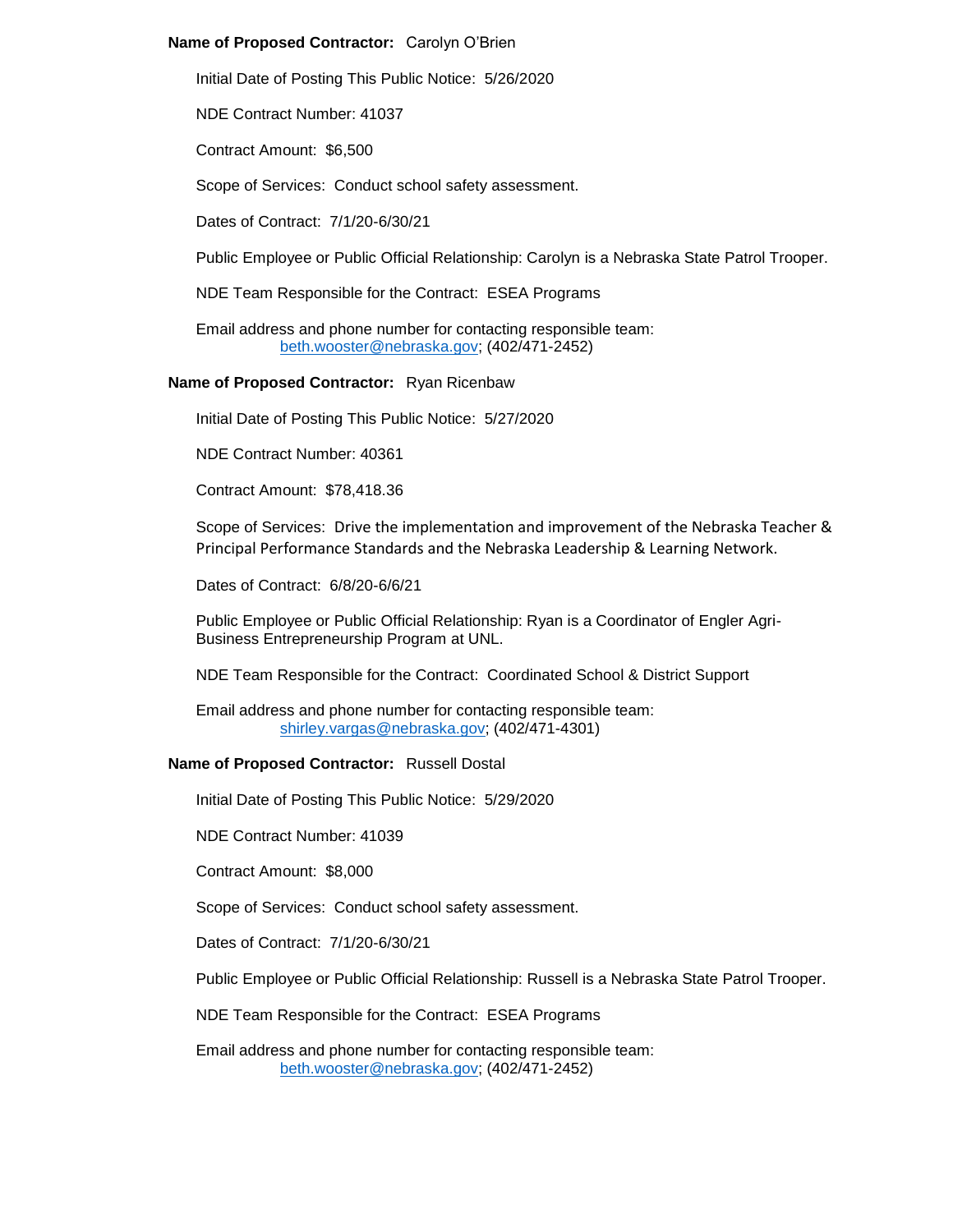**Name of Proposed Contractor:** Carolyn O'Brien

Initial Date of Posting This Public Notice: 5/26/2020

NDE Contract Number: 41037

Contract Amount: $6,500

Scope of Services: Conduct school safety assessment.

Dates of Contract: 7/1/20-6/30/21

Public Employee or Public Official Relationship: Carolyn is a Nebraska State Patrol Trooper.

NDE Team Responsible for the Contract: ESEA Programs

Email address and phone number for contacting responsible team:
beth.wooster@nebraska.gov; (402/471-2452)

**Name of Proposed Contractor:** Ryan Ricenbaw

Initial Date of Posting This Public Notice: 5/27/2020

NDE Contract Number: 40361

Contract Amount: $78,418.36

Scope of Services: Drive the implementation and improvement of the Nebraska Teacher & Principal Performance Standards and the Nebraska Leadership & Learning Network.

Dates of Contract: 6/8/20-6/6/21

Public Employee or Public Official Relationship: Ryan is a Coordinator of Engler Agri-Business Entrepreneurship Program at UNL.

NDE Team Responsible for the Contract: Coordinated School & District Support

Email address and phone number for contacting responsible team:
shirley.vargas@nebraska.gov; (402/471-4301)

**Name of Proposed Contractor:** Russell Dostal

Initial Date of Posting This Public Notice: 5/29/2020

NDE Contract Number: 41039

Contract Amount: $8,000

Scope of Services: Conduct school safety assessment.

Dates of Contract: 7/1/20-6/30/21

Public Employee or Public Official Relationship: Russell is a Nebraska State Patrol Trooper.

NDE Team Responsible for the Contract: ESEA Programs

Email address and phone number for contacting responsible team:
beth.wooster@nebraska.gov; (402/471-2452)